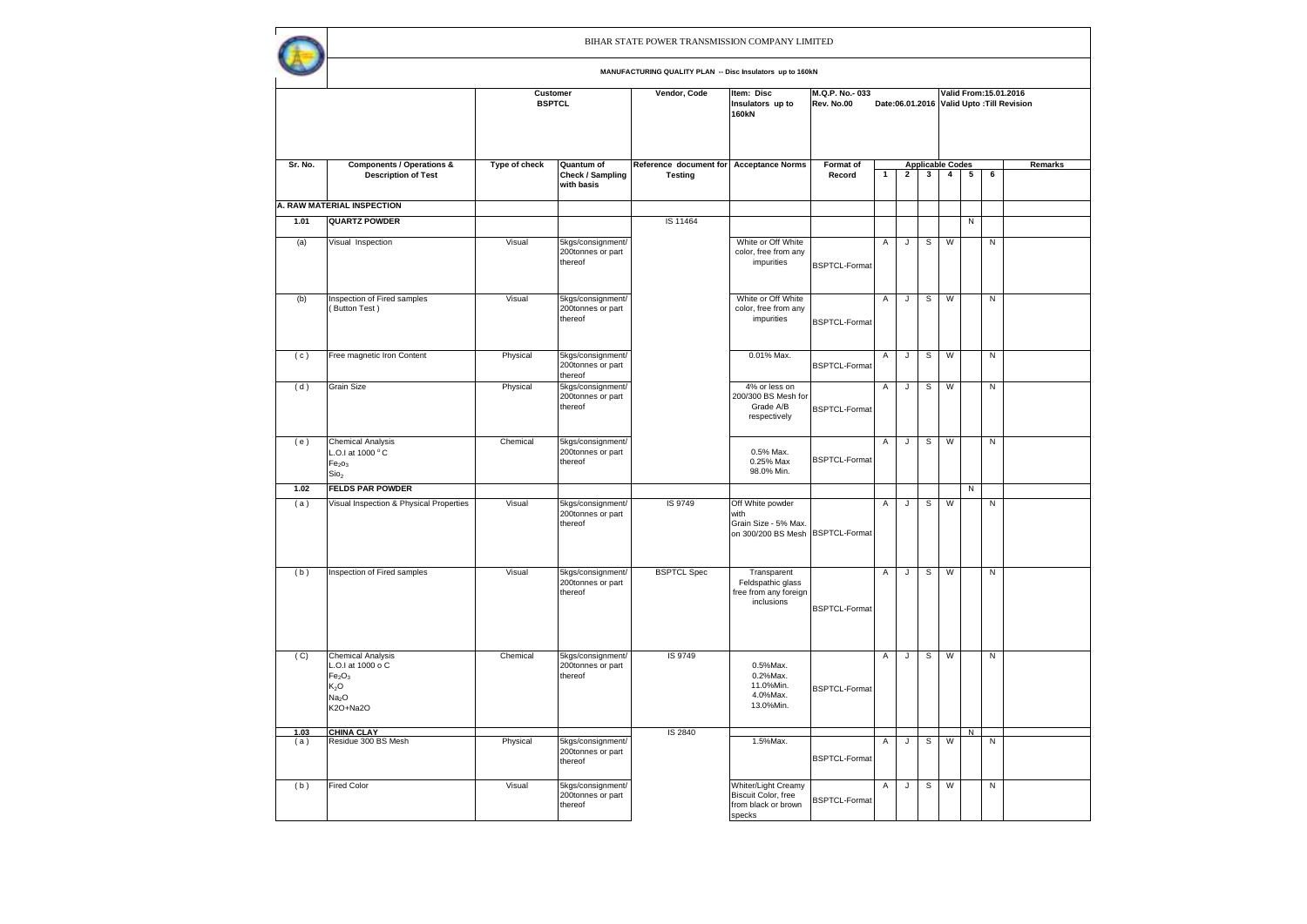# BIHAR STATE POWER TRANSMISSION COMPANY LIMITED

**MANUFACTURING QUALITY PLAN -- Disc Insulators up to 160kN**

| | | Customer BSPTCL | | Vendor, Code | Item: Disc Insulators up to 160kN | M.Q.P. No.- 033 Rev. No.00 | Date:06.01.2016 | | | Valid From:15.01.2016 Valid Upto :Till Revision | | | |
|---|---|---|---|---|---|---|---|---|---|---|---|---|---|
| **Sr. No.** | **Components / Operations & Description of Test** | **Type of check** | **Quantum of Check / Sampling with basis** | **Reference document for Testing** | **Acceptance Norms** | **Format of Record** | **Applicable Codes** | | | | | | **Remarks** |
| | | | | | | | **1** | **2** | **3** | **4** | **5** | **6** | |
| **A. RAW MATERIAL INSPECTION** | | | | | | | | | | | | | |
| **1.01** | **QUARTZ POWDER** | | | IS 11464 | | | | | | | N | | |
| (a) | Visual Inspection | Visual | 5kgs/consignment/ 200tonnes or part thereof | | White or Off White color, free from any impurities | BSPTCL-Format | A | J | S | W | | N | |
| (b) | Inspection of Fired samples ( Button Test ) | Visual | 5kgs/consignment/ 200tonnes or part thereof | | White or Off White color, free from any impurities | BSPTCL-Format | A | J | S | W | | N | |
| ( c ) | Free magnetic Iron Content | Physical | 5kgs/consignment/ 200tonnes or part thereof | | 0.01% Max. | BSPTCL-Format | A | J | S | W | | N | |
| ( d ) | Grain Size | Physical | 5kgs/consignment/ 200tonnes or part thereof | | 4% or less on 200/300 BS Mesh for Grade A/B respectively | BSPTCL-Format | A | J | S | W | | N | |
| ( e ) | Chemical Analysis<br>L.O.I at 1000 °C<br>$Fe_2o_3$<br>$Sio_2$ | Chemical | 5kgs/consignment/ 200tonnes or part thereof | | 0.5% Max.<br>0.25% Max<br>98.0% Min. | BSPTCL-Format | A | J | S | W | | N | |
| **1.02** | **FELDS PAR POWDER** | | | | | | | | | | N | | |
| ( a ) | Visual Inspection & Physical Properties | Visual | 5kgs/consignment/ 200tonnes or part thereof | IS 9749 | Off White powder with Grain Size - 5% Max. on 300/200 BS Mesh | BSPTCL-Format | A | J | S | W | | N | |
| ( b ) | Inspection of Fired samples | Visual | 5kgs/consignment/ 200tonnes or part thereof | BSPTCL Spec | Transparent Feldspathic glass free from any foreign inclusions | BSPTCL-Format | A | J | S | W | | N | |
| ( C) | Chemical Analysis<br>L.O.I at 1000 o C<br>$Fe_2O_3$<br>$K_2O$<br>$Na_2O$<br>K2O+Na2O | Chemical | 5kgs/consignment/ 200tonnes or part thereof | IS 9749 | 0.5%Max.<br>0.2%Max.<br>11.0%Min.<br>4.0%Max.<br>13.0%Min. | BSPTCL-Format | A | J | S | W | | N | |
| **1.03** | **CHINA CLAY** | | | IS 2840 | | | | | | | N | | |
| ( a ) | Residue 300 BS Mesh | Physical | 5kgs/consignment/ 200tonnes or part thereof | | 1.5%Max. | BSPTCL-Format | A | J | S | W | | N | |
| ( b ) | Fired Color | Visual | 5kgs/consignment/ 200tonnes or part thereof | | Whiter/Light Creamy Biscuit Color, free from black or brown specks | BSPTCL-Format | A | J | S | W | | N | |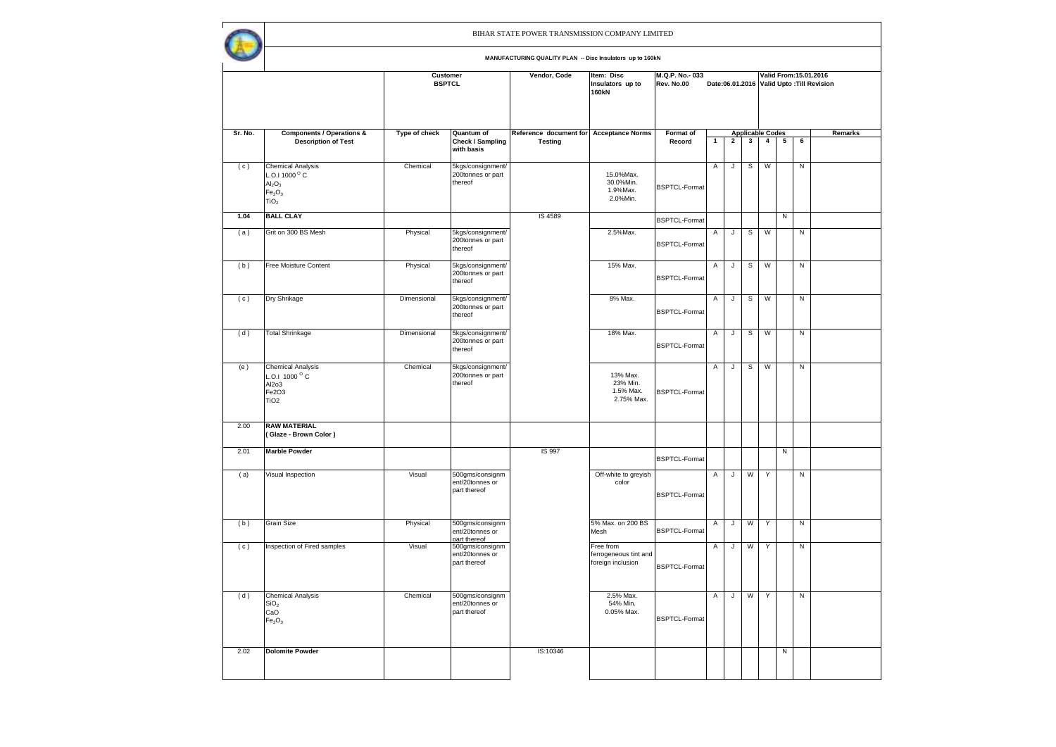BIHAR STATE POWER TRANSMISSION COMPANY LIMITED

**MANUFACTURING QUALITY PLAN -- Disc Insulators up to 160kN**

| | | Customer BSPTCL | | Vendor, Code | Item: Disc Insulators up to 160kN | M.Q.P. No.- 033 Rev. No.00 | Date:06.01.2016 | | | Valid From:15.01.2016 Valid Upto :Till Revision | | | |
|---|---|---|---|---|---|---|---|---|---|---|---|---|---|
| **Sr. No.** | **Components / Operations & Description of Test** | **Type of check** | **Quantum of Check / Sampling with basis** | **Reference document for Testing** | **Acceptance Norms** | **Format of Record** | **Applicable Codes** | | | | | | **Remarks** |
| | | | | | | | **1** | **2** | **3** | **4** | **5** | **6** | |
| ( c ) | Chemical Analysis<br>L.O.I 1000 $^{O}$ C<br>$Al_2O_3$<br>$Fe_2O_3$<br>$TiO_2$ | Chemical | 5kgs/consignment/ 200tonnes or part thereof | | 15.0%Max.<br>30.0%Min.<br>1.9%Max.<br>2.0%Min. | BSPTCL-Format | A | J | S | W | | N | |
| **1.04** | **BALL CLAY** | | | IS 4589 | | BSPTCL-Format | | | | | N | | |
| ( a ) | Grit on 300 BS Mesh | Physical | 5kgs/consignment/ 200tonnes or part thereof | | 2.5%Max. | BSPTCL-Format | A | J | S | W | | N | |
| ( b ) | Free Moisture Content | Physical | 5kgs/consignment/ 200tonnes or part thereof | | 15% Max. | BSPTCL-Format | A | J | S | W | | N | |
| ( c ) | Dry Shrikage | Dimensional | 5kgs/consignment/ 200tonnes or part thereof | | 8% Max. | BSPTCL-Format | A | J | S | W | | N | |
| ( d ) | Total Shrinkage | Dimensional | 5kgs/consignment/ 200tonnes or part thereof | | 18% Max. | BSPTCL-Format | A | J | S | W | | N | |
| (e ) | Chemical Analysis<br>L.O.I 1000 $^{O}$ C<br>Al2o3<br>Fe2O3<br>TiO2 | Chemical | 5kgs/consignment/ 200tonnes or part thereof | | 13% Max.<br>23% Min.<br>1.5% Max.<br>2.75% Max. | BSPTCL-Format | A | J | S | W | | N | |
| 2.00 | **RAW MATERIAL ( Glaze - Brown Color )** | | | | | | | | | | | | |
| 2.01 | **Marble Powder** | | | IS 997 | | BSPTCL-Format | | | | | N | | |
| ( a) | Visual Inspection | Visual | 500gms/consignment/20tonnes or part thereof | | Off-white to greyish color | BSPTCL-Format | A | J | W | Y | | N | |
| ( b ) | Grain Size | Physical | 500gms/consignment/20tonnes or part thereof | | 5% Max. on 200 BS Mesh | BSPTCL-Format | A | J | W | Y | | N | |
| ( c ) | Inspection of Fired samples | Visual | 500gms/consignment/20tonnes or part thereof | | Free from ferrogeneous tint and foreign inclusion | BSPTCL-Format | A | J | W | Y | | N | |
| ( d ) | Chemical Analysis<br>$SiO_2$<br>CaO<br>$Fe_2O_3$ | Chemical | 500gms/consignment/20tonnes or part thereof | | 2.5% Max.<br>54% Min.<br>0.05% Max. | BSPTCL-Format | A | J | W | Y | | N | |
| 2.02 | **Dolomite Powder** | | | IS:10346 | | | | | | | N | | |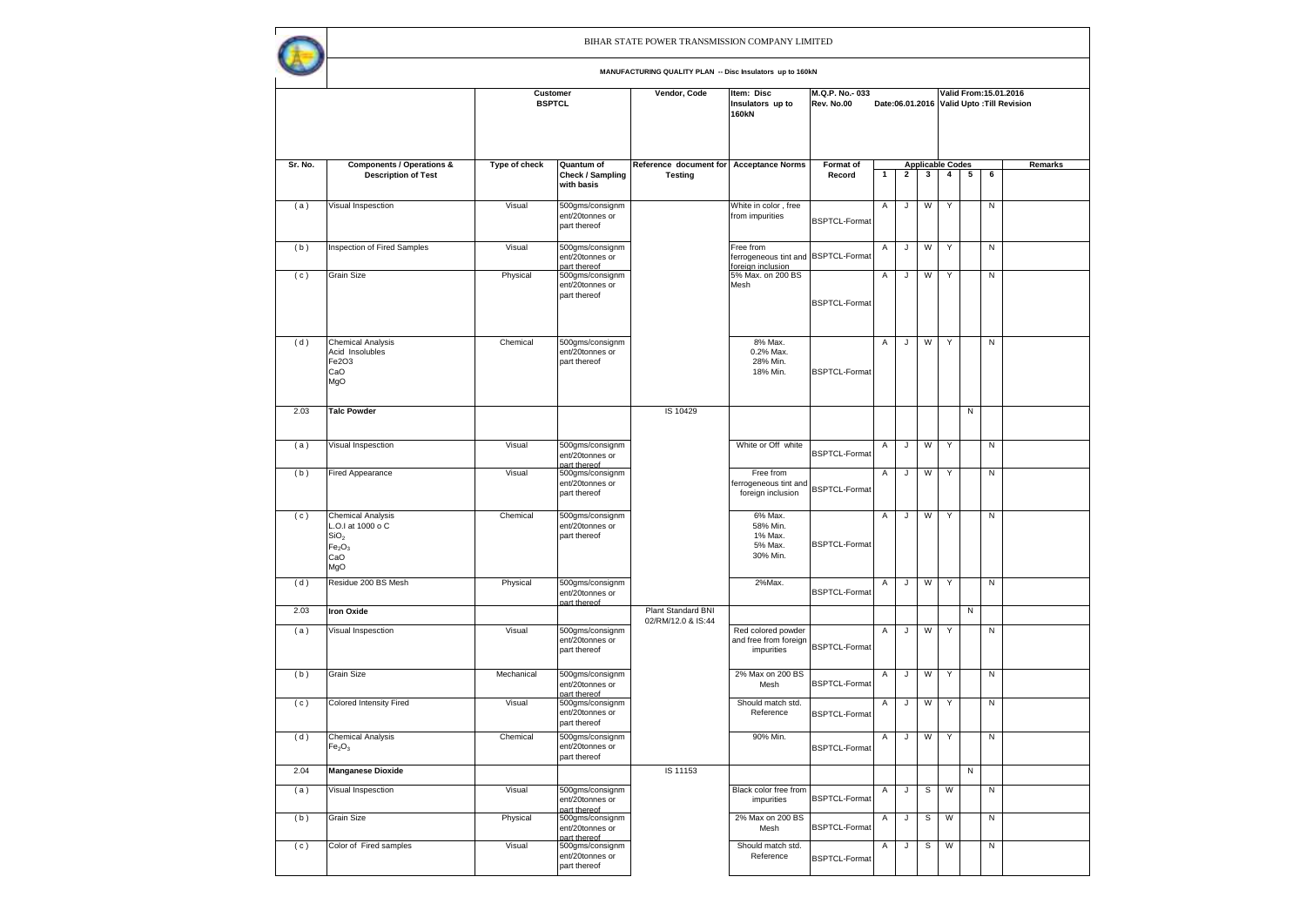# BIHAR STATE POWER TRANSMISSION COMPANY LIMITED

**MANUFACTURING QUALITY PLAN -- Disc Insulators up to 160kN**

| | | Customer BSPTCL | | Vendor, Code | Item: Disc Insulators up to 160kN | M.Q.P. No.- 033 Rev. No.00 | Date:06.01.2016 | | | | Valid From:15.01.2016 Valid Upto :Till Revision | | |
|---|---|---|---|---|---|---|---|---|---|---|---|---|---|
| **Sr. No.** | **Components / Operations & Description of Test** | **Type of check** | **Quantum of Check / Sampling with basis** | **Reference document for Testing** | **Acceptance Norms** | **Format of Record** | **Applicable Codes 1** | **2** | **3** | **4** | **5** | **6** | **Remarks** |
| ( a ) | Visual Inspesction | Visual | 500gms/consignment/20tonnes or part thereof | | White in color , free from impurities | BSPTCL-Format | A | J | W | Y | | N | |
| ( b ) | Inspection of Fired Samples | Visual | 500gms/consignment/20tonnes or part thereof | | Free from ferrogeneous tint and foreign inclusion | BSPTCL-Format | A | J | W | Y | | N | |
| ( c ) | Grain Size | Physical | 500gms/consignment/20tonnes or part thereof | | 5% Max. on 200 BS Mesh | BSPTCL-Format | A | J | W | Y | | N | |
| ( d ) | Chemical Analysis<br>Acid Insolubles<br>Fe2O3<br>CaO<br>MgO | Chemical | 500gms/consignment/20tonnes or part thereof | | <br>8% Max.<br>0.2% Max.<br>28% Min.<br>18% Min. | BSPTCL-Format | A | J | W | Y | | N | |
| 2.03 | **Talc Powder** | | | IS 10429 | | | | | | | N | | |
| ( a ) | Visual Inspesction | Visual | 500gms/consignment/20tonnes or part thereof | | White or Off white | BSPTCL-Format | A | J | W | Y | | N | |
| ( b ) | Fired Appearance | Visual | 500gms/consignment/20tonnes or part thereof | | Free from ferrogeneous tint and foreign inclusion | BSPTCL-Format | A | J | W | Y | | N | |
| ( c ) | Chemical Analysis<br>L.O.I at 1000 o C<br>$SiO_2$<br>$Fe_2O_3$<br>CaO<br>MgO | Chemical | 500gms/consignment/20tonnes or part thereof | | <br>6% Max.<br>58% Min.<br>1% Max.<br>5% Max.<br>30% Min. | BSPTCL-Format | A | J | W | Y | | N | |
| ( d ) | Residue 200 BS Mesh | Physical | 500gms/consignment/20tonnes or part thereof | | 2%Max. | BSPTCL-Format | A | J | W | Y | | N | |
| 2.03 | **Iron Oxide** | | | Plant Standard BNI 02/RM/12.0 & IS:44 | | | | | | | N | | |
| ( a ) | Visual Inspesction | Visual | 500gms/consignment/20tonnes or part thereof | | Red colored powder and free from foreign impurities | BSPTCL-Format | A | J | W | Y | | N | |
| ( b ) | Grain Size | Mechanical | 500gms/consignment/20tonnes or part thereof | | 2% Max on 200 BS Mesh | BSPTCL-Format | A | J | W | Y | | N | |
| ( c ) | Colored Intensity Fired | Visual | 500gms/consignment/20tonnes or part thereof | | Should match std. Reference | BSPTCL-Format | A | J | W | Y | | N | |
| ( d ) | Chemical Analysis<br>$Fe_2O_3$ | Chemical | 500gms/consignment/20tonnes or part thereof | | 90% Min. | BSPTCL-Format | A | J | W | Y | | N | |
| 2.04 | **Manganese Dioxide** | | | IS 11153 | | | | | | | N | | |
| ( a ) | Visual Inspesction | Visual | 500gms/consignment/20tonnes or part thereof | | Black color free from impurities | BSPTCL-Format | A | J | S | W | | N | |
| ( b ) | Grain Size | Physical | 500gms/consignment/20tonnes or part thereof | | 2% Max on 200 BS Mesh | BSPTCL-Format | A | J | S | W | | N | |
| ( c ) | Color of Fired samples | Visual | 500gms/consignment/20tonnes or part thereof | | Should match std. Reference | BSPTCL-Format | A | J | S | W | | N | |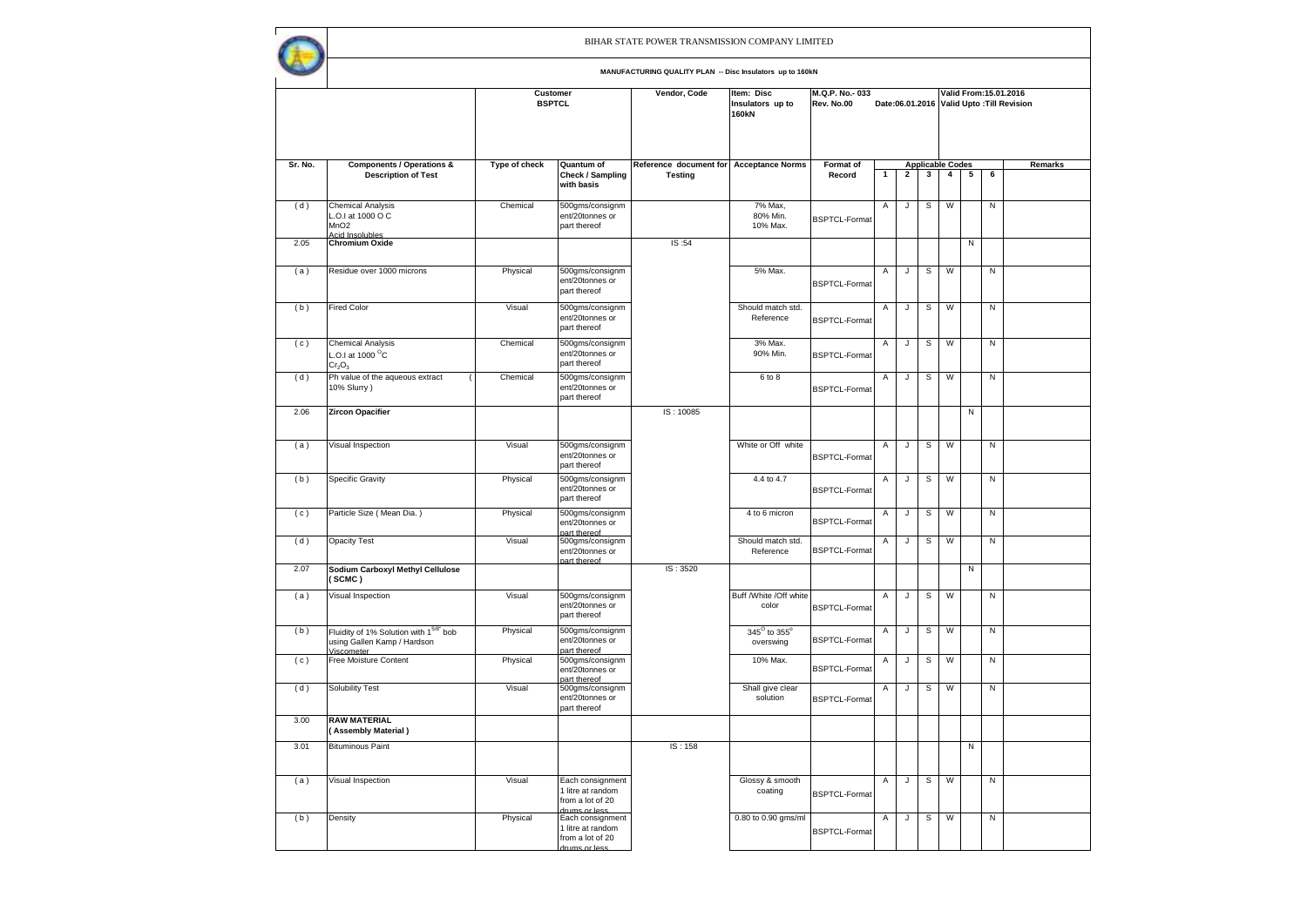BIHAR STATE POWER TRANSMISSION COMPANY LIMITED

**MANUFACTURING QUALITY PLAN -- Disc Insulators up to 160kN**

| | | Customer BSPTCL | | Vendor, Code | Item: Disc Insulators up to 160kN | M.Q.P. No.- 033 Rev. No.00 | Date:06.01.2016 | | | Valid From:15.01.2016 Valid Upto :Till Revision | | | |
|---|---|---|---|---|---|---|---|---|---|---|---|---|---|
| **Sr. No.** | **Components / Operations & Description of Test** | **Type of check** | **Quantum of Check / Sampling with basis** | **Reference document for Testing** | **Acceptance Norms** | **Format of Record** | **Applicable Codes** | | | | | | **Remarks** |
| | | | | | | | **1** | **2** | **3** | **4** | **5** | **6** | |
| ( d ) | Chemical Analysis<br>L.O.I at 1000 O C<br>MnO2<br>Acid Insolubles | Chemical | 500gms/consignment/20tonnes or part thereof | | 7% Max,<br>80% Min.<br>10% Max. | BSPTCL-Format | A | J | S | W | | N | |
| 2.05 | **Chromium Oxide** | | | IS :54 | | | | | | | N | | |
| ( a ) | Residue over 1000 microns | Physical | 500gms/consignment/20tonnes or part thereof | | 5% Max. | BSPTCL-Format | A | J | S | W | | N | |
| ( b ) | Fired Color | Visual | 500gms/consignment/20tonnes or part thereof | | Should match std. Reference | BSPTCL-Format | A | J | S | W | | N | |
| ( c ) | Chemical Analysis<br>L.O.I at 1000 $^{O}$C<br>$Cr_2O_3$ | Chemical | 500gms/consignment/20tonnes or part thereof | | 3% Max.<br>90% Min. | BSPTCL-Format | A | J | S | W | | N | |
| ( d ) | Ph value of the aqueous extract ( 10% Slurry ) | Chemical | 500gms/consignment/20tonnes or part thereof | | 6 to 8 | BSPTCL-Format | A | J | S | W | | N | |
| 2.06 | **Zircon Opacifier** | | | IS : 10085 | | | | | | | N | | |
| ( a ) | Visual Inspection | Visual | 500gms/consignment/20tonnes or part thereof | | White or Off white | BSPTCL-Format | A | J | S | W | | N | |
| ( b ) | Specific Gravity | Physical | 500gms/consignment/20tonnes or part thereof | | 4.4 to 4.7 | BSPTCL-Format | A | J | S | W | | N | |
| ( c ) | Particle Size ( Mean Dia. ) | Physical | 500gms/consignment/20tonnes or part thereof | | 4 to 6 micron | BSPTCL-Format | A | J | S | W | | N | |
| ( d ) | Opacity Test | Visual | 500gms/consignment/20tonnes or part thereof | | Should match std. Reference | BSPTCL-Format | A | J | S | W | | N | |
| 2.07 | **Sodium Carboxyl Methyl Cellulose ( SCMC )** | | | IS : 3520 | | | | | | | N | | |
| ( a ) | Visual Inspection | Visual | 500gms/consignment/20tonnes or part thereof | | Buff /White /Off white color | BSPTCL-Format | A | J | S | W | | N | |
| ( b ) | Fluidity of 1% Solution with 1$^{5/8"}$ bob using Gallen Kamp / Hardson Viscometer | Physical | 500gms/consignment/20tonnes or part thereof | | 345$^{O}$ to 355$^{o}$ overswing | BSPTCL-Format | A | J | S | W | | N | |
| ( c ) | Free Moisture Content | Physical | 500gms/consignment/20tonnes or part thereof | | 10% Max. | BSPTCL-Format | A | J | S | W | | N | |
| ( d ) | Solubility Test | Visual | 500gms/consignment/20tonnes or part thereof | | Shall give clear solution | BSPTCL-Format | A | J | S | W | | N | |
| 3.00 | **RAW MATERIAL ( Assembly Material )** | | | | | | | | | | | | |
| 3.01 | Bituminous Paint | | | IS : 158 | | | | | | | N | | |
| ( a ) | Visual Inspection | Visual | Each consignment 1 litre at random from a lot of 20 drums or less | | Glossy & smooth coating | BSPTCL-Format | A | J | S | W | | N | |
| ( b ) | Density | Physical | Each consignment 1 litre at random from a lot of 20 drums or less | | 0.80 to 0.90 gms/ml | BSPTCL-Format | A | J | S | W | | N | |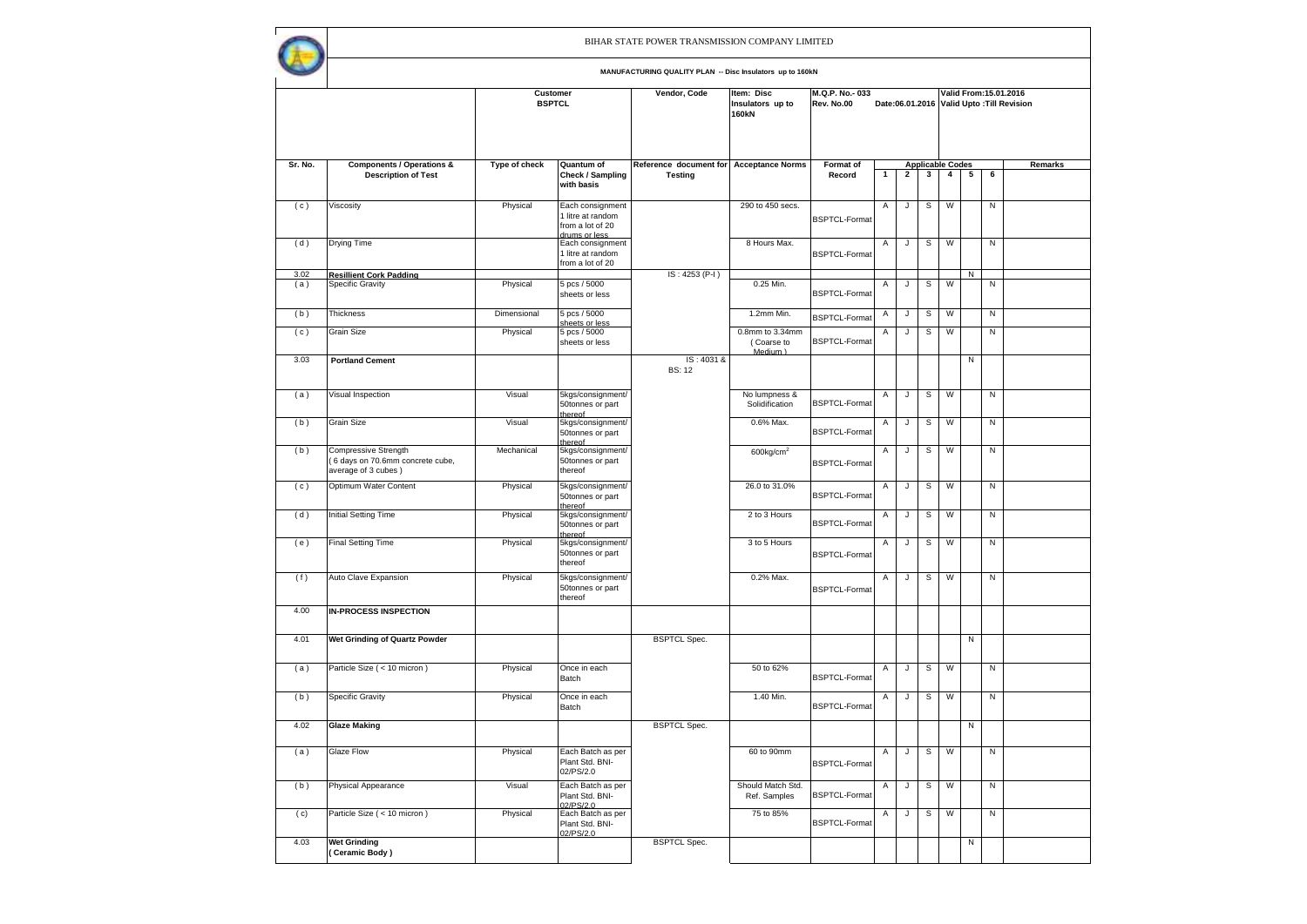BIHAR STATE POWER TRANSMISSION COMPANY LIMITED

MANUFACTURING QUALITY PLAN -- Disc Insulators up to 160kN

| | | Customer BSPTCL | | Vendor, Code | Item: Disc Insulators up to 160kN | M.Q.P. No.- 033 Rev. No.00 | Date:06.01.2016 | | | | Valid From:15.01.2016 Valid Upto :Till Revision | | |
|---|---|---|---|---|---|---|---|---|---|---|---|---|---|
| **Sr. No.** | **Components / Operations & Description of Test** | **Type of check** | **Quantum of Check / Sampling with basis** | **Reference document for Testing** | **Acceptance Norms** | **Format of Record** | **Applicable Codes** | | | | | | **Remarks** |
| | | | | | | | **1** | **2** | **3** | **4** | **5** | **6** | |
| ( c ) | Viscosity | Physical | Each consignment 1 litre at random from a lot of 20 drums or less | | 290 to 450 secs. | BSPTCL-Format | A | J | S | W | | N | |
| ( d ) | Drying Time | | Each consignment 1 litre at random from a lot of 20 | | 8 Hours Max. | BSPTCL-Format | A | J | S | W | | N | |
| 3.02 | **Resillient Cork Padding** | | | IS : 4253 (P-I ) | | | | | | | N | | |
| ( a ) | Specific Gravity | Physical | 5 pcs / 5000 sheets or less | | 0.25 Min. | BSPTCL-Format | A | J | S | W | | N | |
| ( b ) | Thickness | Dimensional | 5 pcs / 5000 sheets or less | | 1.2mm Min. | BSPTCL-Format | A | J | S | W | | N | |
| ( c ) | Grain Size | Physical | 5 pcs / 5000 sheets or less | | 0.8mm to 3.34mm ( Coarse to Medium ) | BSPTCL-Format | A | J | S | W | | N | |
| 3.03 | **Portland Cement** | | | IS : 4031 & BS: 12 | | | | | | | N | | |
| ( a ) | Visual Inspection | Visual | 5kgs/consignment/ 50tonnes or part thereof | | No lumpness & Solidification | BSPTCL-Format | A | J | S | W | | N | |
| ( b ) | Grain Size | Visual | 5kgs/consignment/ 50tonnes or part thereof | | 0.6% Max. | BSPTCL-Format | A | J | S | W | | N | |
| ( b ) | Compressive Strength ( 6 days on 70.6mm concrete cube, average of 3 cubes ) | Mechanical | 5kgs/consignment/ 50tonnes or part thereof | | 600kg/cm$^2$ | BSPTCL-Format | A | J | S | W | | N | |
| ( c ) | Optimum Water Content | Physical | 5kgs/consignment/ 50tonnes or part thereof | | 26.0 to 31.0% | BSPTCL-Format | A | J | S | W | | N | |
| ( d ) | Initial Setting Time | Physical | 5kgs/consignment/ 50tonnes or part thereof | | 2 to 3 Hours | BSPTCL-Format | A | J | S | W | | N | |
| ( e ) | Final Setting Time | Physical | 5kgs/consignment/ 50tonnes or part thereof | | 3 to 5 Hours | BSPTCL-Format | A | J | S | W | | N | |
| ( f ) | Auto Clave Expansion | Physical | 5kgs/consignment/ 50tonnes or part thereof | | 0.2% Max. | BSPTCL-Format | A | J | S | W | | N | |
| 4.00 | **IN-PROCESS INSPECTION** | | | | | | | | | | | | |
| 4.01 | **Wet Grinding of Quartz Powder** | | | BSPTCL Spec. | | | | | | | N | | |
| ( a ) | Particle Size ( < 10 micron ) | Physical | Once in each Batch | | 50 to 62% | BSPTCL-Format | A | J | S | W | | N | |
| ( b ) | Specific Gravity | Physical | Once in each Batch | | 1.40 Min. | BSPTCL-Format | A | J | S | W | | N | |
| 4.02 | **Glaze Making** | | | BSPTCL Spec. | | | | | | | N | | |
| ( a ) | Glaze Flow | Physical | Each Batch as per Plant Std. BNI-02/PS/2.0 | | 60 to 90mm | BSPTCL-Format | A | J | S | W | | N | |
| ( b ) | Physical Appearance | Visual | Each Batch as per Plant Std. BNI-02/PS/2.0 | | Should Match Std. Ref. Samples | BSPTCL-Format | A | J | S | W | | N | |
| ( c) | Particle Size ( < 10 micron ) | Physical | Each Batch as per Plant Std. BNI-02/PS/2.0 | | 75 to 85% | BSPTCL-Format | A | J | S | W | | N | |
| 4.03 | **Wet Grinding ( Ceramic Body )** | | | BSPTCL Spec. | | | | | | | N | | |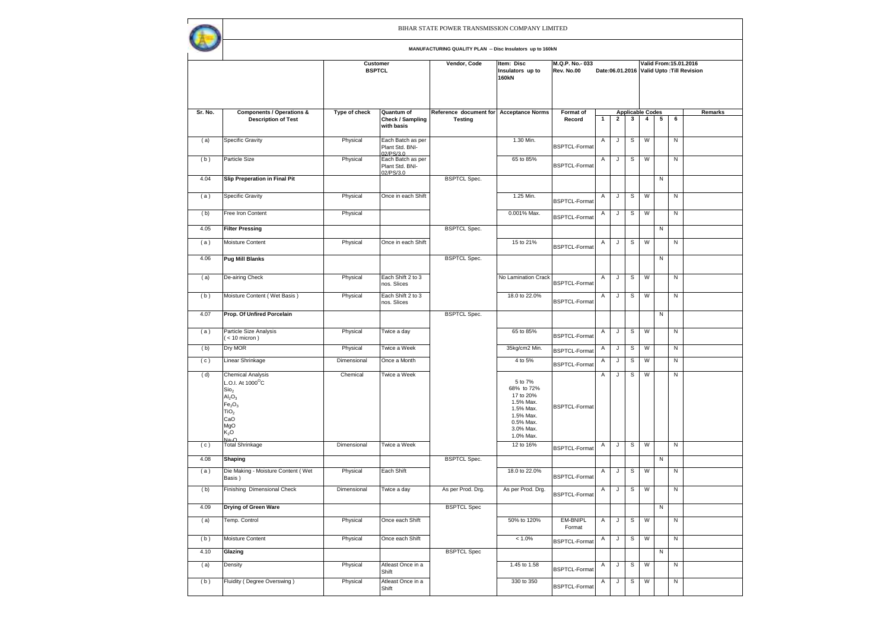BIHAR STATE POWER TRANSMISSION COMPANY LIMITED

**MANUFACTURING QUALITY PLAN -- Disc Insulators up to 160kN**

| | | Customer BSPTCL | | Vendor, Code | Item: Disc Insulators up to 160kN | M.Q.P. No.- 033 Rev. No.00 | Date:06.01.2016 | | | | | | Valid From:15.01.2016 Valid Upto :Till Revision |
|---|---|---|---|---|---|---|---|---|---|---|---|---|---|
| **Sr. No.** | **Components / Operations & Description of Test** | **Type of check** | **Quantum of Check / Sampling with basis** | **Reference document for Testing** | **Acceptance Norms** | **Format of Record** | **Applicable Codes** | | | | | | **Remarks** |
| | | | | | | | **1** | **2** | **3** | **4** | **5** | **6** | |
| ( a) | Specific Gravity | Physical | Each Batch as per Plant Std. BNI-02/PS/3.0 | | 1.30 Min. | BSPTCL-Format | A | J | S | W | | N | |
| ( b ) | Particle Size | Physical | Each Batch as per Plant Std. BNI-02/PS/3.0 | | 65 to 85% | BSPTCL-Format | A | J | S | W | | N | |
| 4.04 | **Slip Preperation in Final Pit** | | | BSPTCL Spec. | | | | | | | N | | |
| ( a ) | Specific Gravity | Physical | Once in each Shift | | 1.25 Min. | BSPTCL-Format | A | J | S | W | | N | |
| ( b) | Free Iron Content | Physical | | | 0.001% Max. | BSPTCL-Format | A | J | S | W | | N | |
| 4.05 | **Filter Pressing** | | | BSPTCL Spec. | | | | | | | N | | |
| ( a ) | Moisture Content | Physical | Once in each Shift | | 15 to 21% | BSPTCL-Format | A | J | S | W | | N | |
| 4.06 | **Pug Mill Blanks** | | | BSPTCL Spec. | | | | | | | N | | |
| ( a) | De-airing Check | Physical | Each Shift 2 to 3 nos. Slices | | No Lamination Crack | BSPTCL-Format | A | J | S | W | | N | |
| ( b ) | Moisture Content ( Wet Basis ) | Physical | Each Shift 2 to 3 nos. Slices | | 18.0 to 22.0% | BSPTCL-Format | A | J | S | W | | N | |
| 4.07 | **Prop. Of Unfired Porcelain** | | | BSPTCL Spec. | | | | | | | N | | |
| ( a ) | Particle Size Analysis ( < 10 micron ) | Physical | Twice a day | | 65 to 85% | BSPTCL-Format | A | J | S | W | | N | |
| ( b) | Dry MOR | Physical | Twice a Week | | 35kg/cm2 Min. | BSPTCL-Format | A | J | S | W | | N | |
| ( c ) | Linear Shrinkage | Dimensional | Once a Month | | 4 to 5% | BSPTCL-Format | A | J | S | W | | N | |
| ( d) | Chemical Analysis<br>L.O.I. At 1000$^{O}$C<br>$SiO_2$<br>$Al_2O_3$<br>$Fe_2O_3$<br>$TiO_2$<br>CaO<br>MgO<br>$K_2O$<br>$Na_2O$ | Chemical | Twice a Week | | <br>5 to 7%<br>68% to 72%<br>17 to 20%<br>1.5% Max.<br>1.5% Max.<br>1.5% Max.<br>0.5% Max.<br>3.0% Max.<br>1.0% Max. | BSPTCL-Format | A | J | S | W | | N | |
| ( c ) | Total Shrinkage | Dimensional | Twice a Week | | 12 to 16% | BSPTCL-Format | A | J | S | W | | N | |
| 4.08 | **Shaping** | | | BSPTCL Spec. | | | | | | | N | | |
| ( a ) | Die Making - Moisture Content ( Wet Basis ) | Physical | Each Shift | | 18.0 to 22.0% | BSPTCL-Format | A | J | S | W | | N | |
| ( b) | Finishing Dimensional Check | Dimensional | Twice a day | As per Prod. Drg. | As per Prod. Drg. | BSPTCL-Format | A | J | S | W | | N | |
| 4.09 | **Drying of Green Ware** | | | BSPTCL Spec | | | | | | | N | | |
| ( a) | Temp. Control | Physical | Once each Shift | | 50% to 120% | EM-BNIPL Format | A | J | S | W | | N | |
| ( b ) | Moisture Content | Physical | Once each Shift | | < 1.0% | BSPTCL-Format | A | J | S | W | | N | |
| 4.10 | **Glazing** | | | BSPTCL Spec | | | | | | | N | | |
| ( a) | Density | Physical | Atleast Once in a Shift | | 1.45 to 1.58 | BSPTCL-Format | A | J | S | W | | N | |
| ( b ) | Fluidity ( Degree Overswing ) | Physical | Atleast Once in a Shift | | 330 to 350 | BSPTCL-Format | A | J | S | W | | N | |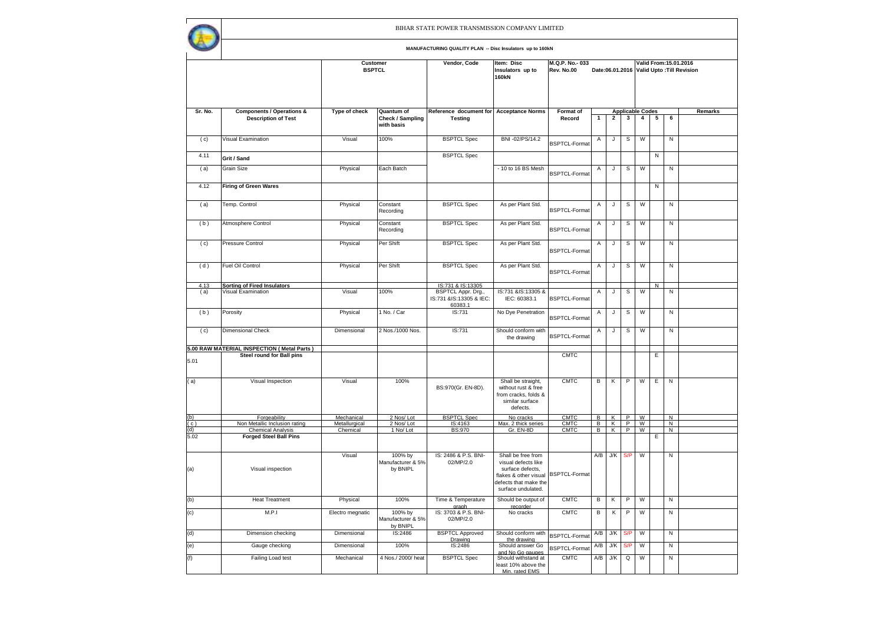# BIHAR STATE POWER TRANSMISSION COMPANY LIMITED

**MANUFACTURING QUALITY PLAN -- Disc Insulators up to 160kN**

| | | Customer BSPTCL | | Vendor, Code | Item: Disc Insulators up to 160kN | M.Q.P. No.- 033 Rev. No.00 | Date:06.01.2016 | | | | Valid From:15.01.2016 Valid Upto :Till Revision | | |
|---|---|---|---|---|---|---|---|---|---|---|---|---|---|
| **Sr. No.** | **Components / Operations & Description of Test** | **Type of check** | **Quantum of Check / Sampling with basis** | **Reference document for Testing** | **Acceptance Norms** | **Format of Record** | **Applicable Codes 1** | **2** | **3** | **4** | **5** | **6** | **Remarks** |
| ( c) | Visual Examination | Visual | 100% | BSPTCL Spec | BNI -02/PS/14.2 | BSPTCL-Format | A | J | S | W | | N | |
| 4.11 | **Grit / Sand** | | | BSPTCL Spec | | | | | | | N | | |
| ( a) | Grain Size | Physical | Each Batch | | - 10 to 16 BS Mesh | BSPTCL-Format | A | J | S | W | | N | |
| 4.12 | **Firing of Green Wares** | | | | | | | | | | N | | |
| ( a) | Temp. Control | Physical | Constant Recording | BSPTCL Spec | As per Plant Std. | BSPTCL-Format | A | J | S | W | | N | |
| ( b ) | Atmosphere Control | Physical | Constant Recording | BSPTCL Spec | As per Plant Std. | BSPTCL-Format | A | J | S | W | | N | |
| ( c) | Pressure Control | Physical | Per Shift | BSPTCL Spec | As per Plant Std. | BSPTCL-Format | A | J | S | W | | N | |
| ( d ) | Fuel Oil Control | Physical | Per Shift | BSPTCL Spec | As per Plant Std. | BSPTCL-Format | A | J | S | W | | N | |
| 4.13 | **Sorting of Fired Insulators** | | | IS:731 & IS:13305 | | | | | | | N | | |
| ( a) | Visual Examination | Visual | 100% | BSPTCL Appr. Drg., IS:731 &IS:13305 & IEC: 60383.1 | IS:731 &IS:13305 & IEC: 60383.1 | BSPTCL-Format | A | J | S | W | | N | |
| ( b ) | Porosity | Physical | 1 No. / Car | IS:731 | No Dye Penetration | BSPTCL-Format | A | J | S | W | | N | |
| ( c) | Dimensional Check | Dimensional | 2 Nos./1000 Nos. | IS:731 | Should conform with the drawing | BSPTCL-Format | A | J | S | W | | N | |
| **5.00 RAW MATERIAL INSPECTION ( Metal Parts )** | | | | | | | | | | | | | |
| 5.01 | **Steel round for Ball pins** | | | | | CMTC | | | | | E | | |
| ( a) | Visual Inspection | Visual | 100% | BS:970(Gr. EN-8D). | Shall be straight, without rust & free from cracks, folds & similar surface defects. | CMTC | B | K | P | W | E | N | |
| (b) | Forgeability | Mechanical | 2 Nos/ Lot | BSPTCL Spec | No cracks | CMTC | B | K | P | W | | N | |
| ( c ) | Non Metallic Inclusion rating | Metallurgical | 2 Nos/ Lot | IS:4163 | Max. 2 thick series | CMTC | B | K | P | W | | N | |
| (d) | Chemical Analysis | Chemical | 1 No/ Lot | BS:970 | Gr. EN-8D | CMTC | B | K | P | W | | N | |
| 5.02 | **Forged Steel Ball Pins** | | | | | | | | | | E | | |
| (a) | Visual inspection | Visual | 100% by Manufacturer & 5% by BNIPL | IS: 2486 & P.S. BNI-02/MP/2.0 | Shall be free from visual defects like surface defects, flakes & other visual defects that make the surface undulated. | BSPTCL-Format | A/B | J/K | S/P | W | | N | |
| (b) | Heat Treatment | Physical | 100% | Time & Temperature graph | Should be output of recorder | CMTC | B | K | P | W | | N | |
| (c) | M.P.I | Electro megnatic | 100% by Manufacturer & 5% by BNIPL | IS: 3703 & P.S. BNI-02/MP/2.0 | No cracks | CMTC | B | K | P | W | | N | |
| (d) | Dimension checking | Dimensional | IS:2486 | BSPTCL Approved Drawing | Should conform with the drawing | BSPTCL-Format | A/B | J/K | S/P | W | | N | |
| (e) | Gauge checking | Dimensional | 100% | IS:2486 | Should answer Go and No Go gauges | BSPTCL-Format | A/B | J/K | S/P | W | | N | |
| (f) | Failing Load test | Mechanical | 4 Nos./ 2000/ heat | BSPTCL Spec | Should withstand at least 10% above the Min. rated EMS | CMTC | A/B | J/K | Q | W | | N | |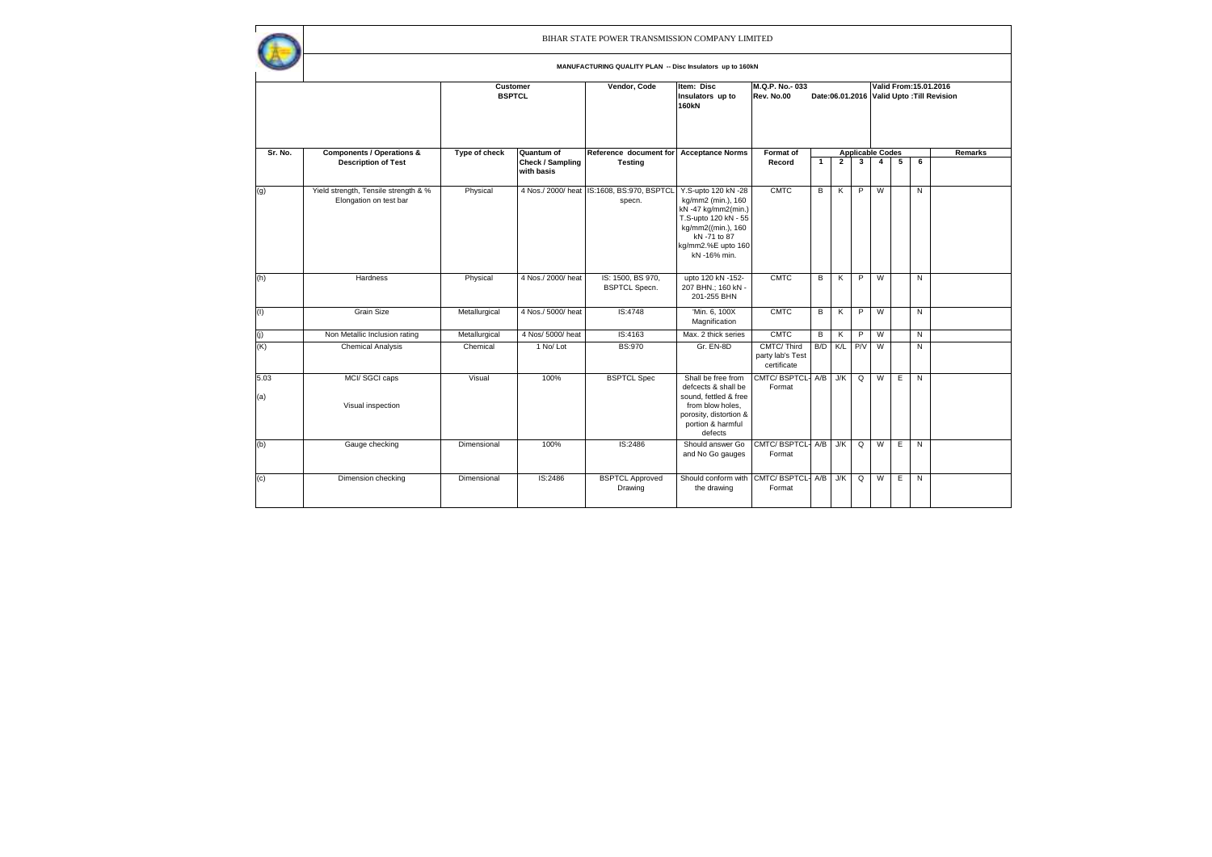BIHAR STATE POWER TRANSMISSION COMPANY LIMITED

**MANUFACTURING QUALITY PLAN -- Disc Insulators up to 160kN**

| | | Customer BSPTCL | | Vendor, Code | Item: Disc Insulators up to 160kN | M.Q.P. No.- 033 Rev. No.00 | Date:06.01.2016 | | | Valid From:15.01.2016 Valid Upto :Till Revision | | | |
|---|---|---|---|---|---|---|---|---|---|---|---|---|---|
| **Sr. No.** | **Components / Operations & Description of Test** | **Type of check** | **Quantum of Check / Sampling with basis** | **Reference document for Testing** | **Acceptance Norms** | **Format of Record** | **Applicable Codes** | | | | | | **Remarks** |
| | | | | | | | **1** | **2** | **3** | **4** | **5** | **6** | |
| (g) | Yield strength, Tensile strength & % Elongation on test bar | Physical | 4 Nos./ 2000/ heat | IS:1608, BS:970, BSPTCL specn. | Y.S-upto 120 kN -28 kg/mm2 (min.), 160 kN -47 kg/mm2(min.) T.S-upto 120 kN - 55 kg/mm2((min.), 160 kN -71 to 87 kg/mm2.%E upto 160 kN -16% min. | CMTC | B | K | P | W | | N | |
| (h) | Hardness | Physical | 4 Nos./ 2000/ heat | IS: 1500, BS 970, BSPTCL Specn. | upto 120 kN -152-207 BHN.; 160 kN - 201-255 BHN | CMTC | B | K | P | W | | N | |
| (I) | Grain Size | Metallurgical | 4 Nos./ 5000/ heat | IS:4748 | 'Min. 6, 100X Magnification | CMTC | B | K | P | W | | N | |
| (j) | Non Metallic Inclusion rating | Metallurgical | 4 Nos/ 5000/ heat | IS:4163 | Max. 2 thick series | CMTC | B | K | P | W | | N | |
| (K) | Chemical Analysis | Chemical | 1 No/ Lot | BS:970 | Gr. EN-8D | CMTC/ Third party lab's Test certificate | B/D | K/L | P/V | W | | N | |
| 5.03 | MCI/ SGCI caps | Visual | 100% | BSPTCL Spec | Shall be free from defcects & shall be sound, fettled & free from blow holes, porosity, distortion & portion & harmful defects | CMTC/ BSPTCL-Format | A/B | J/K | Q | W | E | N | |
| (a) | Visual inspection | | | | | | | | | | | | |
| (b) | Gauge checking | Dimensional | 100% | IS:2486 | Should answer Go and No Go gauges | CMTC/ BSPTCL-Format | A/B | J/K | Q | W | E | N | |
| (c) | Dimension checking | Dimensional | IS:2486 | BSPTCL Approved Drawing | Should conform with the drawing | CMTC/ BSPTCL-Format | A/B | J/K | Q | W | E | N | |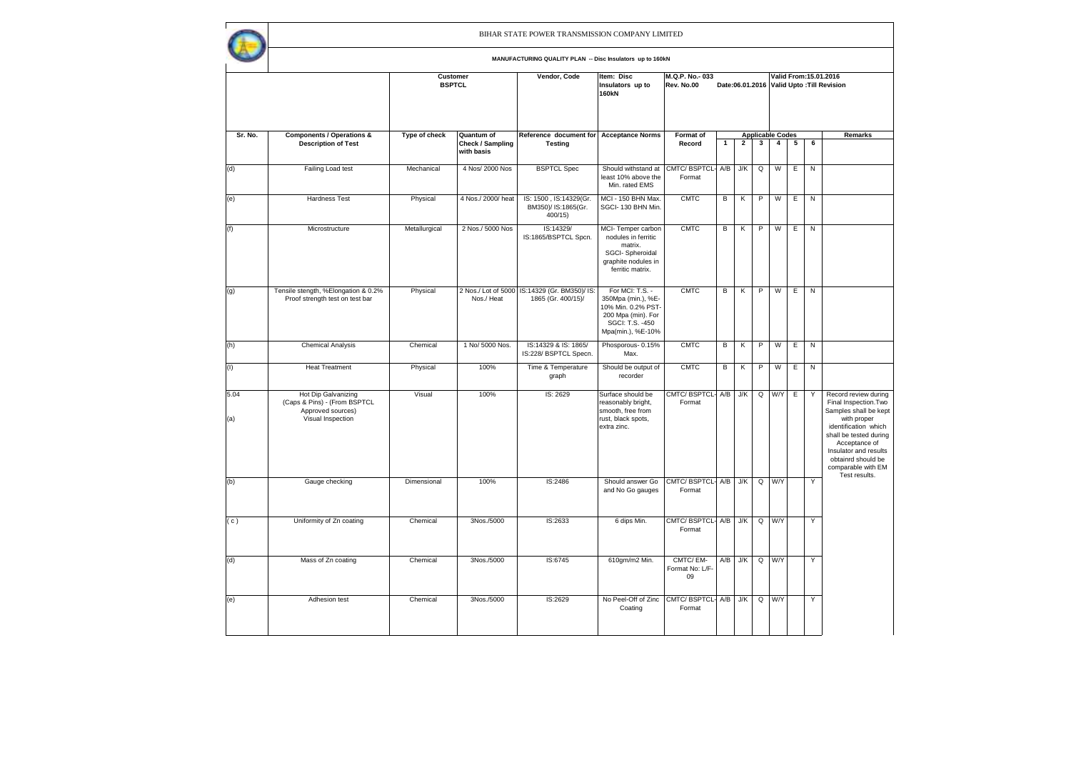BIHAR STATE POWER TRANSMISSION COMPANY LIMITED

**MANUFACTURING QUALITY PLAN -- Disc Insulators up to 160kN**

| | | Customer BSPTCL | | Vendor, Code | Item: Disc Insulators up to 160kN | M.Q.P. No.- 033 Rev. No.00 | Date:06.01.2016 | | | Valid From:15.01.2016 Valid Upto :Till Revision | | | |
|---|---|---|---|---|---|---|---|---|---|---|---|---|---|
| **Sr. No.** | **Components / Operations & Description of Test** | **Type of check** | **Quantum of Check / Sampling with basis** | **Reference document for Testing** | **Acceptance Norms** | **Format of Record** | **Applicable Codes** | | | | | | **Remarks** |
| | | | | | | | **1** | **2** | **3** | **4** | **5** | **6** | |
| (d) | Failing Load test | Mechanical | 4 Nos/ 2000 Nos | BSPTCL Spec | Should withstand at least 10% above the Min. rated EMS | CMTC/ BSPTCL-Format | A/B | J/K | Q | W | E | N | |
| (e) | Hardness Test | Physical | 4 Nos./ 2000/ heat | IS: 1500 , IS:14329(Gr. BM350)/ IS:1865(Gr. 400/15) | MCI - 150 BHN Max. SGCI- 130 BHN Min. | CMTC | B | K | P | W | E | N | |
| (f) | Microstructure | Metallurgical | 2 Nos./ 5000 Nos | IS:14329/ IS:1865/BSPTCL Spcn. | MCI- Temper carbon nodules in ferritic matrix. SGCI- Spheroidal graphite nodules in ferritic matrix. | CMTC | B | K | P | W | E | N | |
| (g) | Tensile stength, %Elongation & 0.2% Proof strength test on test bar | Physical | 2 Nos./ Lot of 5000 Nos./ Heat | IS:14329 (Gr. BM350)/ IS: 1865 (Gr. 400/15)/ | For MCI: T.S. - 350Mpa (min.), %E-10% Min. 0.2% PST-200 Mpa (min). For SGCI: T.S. -450 Mpa(min.), %E-10% | CMTC | B | K | P | W | E | N | |
| (h) | Chemical Analysis | Chemical | 1 No/ 5000 Nos. | IS:14329 & IS: 1865/ IS:228/ BSPTCL Specn. | Phosporous- 0.15% Max. | CMTC | B | K | P | W | E | N | |
| (I) | Heat Treatment | Physical | 100% | Time & Temperature graph | Should be output of recorder | CMTC | B | K | P | W | E | N | |
| 5.04 (a) | Hot Dip Galvanizing (Caps & Pins) - (From BSPTCL Approved sources) Visual Inspection | Visual | 100% | IS: 2629 | Surface should be reasonably bright, smooth, free from rust, black spots, extra zinc. | CMTC/ BSPTCL-Format | A/B | J/K | Q | W/Y | E | Y | Record review during Final Inspection.Two Samples shall be kept with proper identification which shall be tested during Acceptance of Insulator and results obtainrd should be comparable with EM Test results. |
| (b) | Gauge checking | Dimensional | 100% | IS:2486 | Should answer Go and No Go gauges | CMTC/ BSPTCL-Format | A/B | J/K | Q | W/Y | | Y | |
| ( c ) | Uniformity of Zn coating | Chemical | 3Nos./5000 | IS:2633 | 6 dips Min. | CMTC/ BSPTCL-Format | A/B | J/K | Q | W/Y | | Y | |
| (d) | Mass of Zn coating | Chemical | 3Nos./5000 | IS:6745 | 610gm/m2 Min. | CMTC/ EM-Format No: L/F-09 | A/B | J/K | Q | W/Y | | Y | |
| (e) | Adhesion test | Chemical | 3Nos./5000 | IS:2629 | No Peel-Off of Zinc Coating | CMTC/ BSPTCL-Format | A/B | J/K | Q | W/Y | | Y | |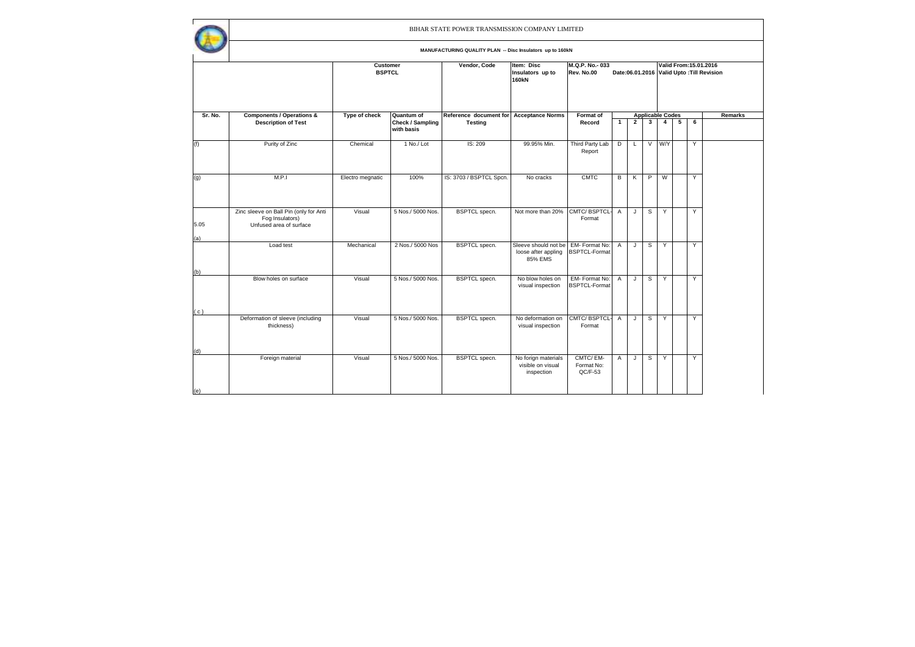BIHAR STATE POWER TRANSMISSION COMPANY LIMITED

**MANUFACTURING QUALITY PLAN -- Disc Insulators up to 160kN**

| | | Customer BSPTCL | | Vendor, Code | Item: Disc Insulators up to 160kN | M.Q.P. No.- 033 Rev. No.00 | Date:06.01.2016 | | | Valid From:15.01.2016 Valid Upto :Till Revision | | | |
|---|---|---|---|---|---|---|---|---|---|---|---|---|---|
| **Sr. No.** | **Components / Operations & Description of Test** | **Type of check** | **Quantum of Check / Sampling with basis** | **Reference document for Testing** | **Acceptance Norms** | **Format of Record** | **Applicable Codes** | | | | | | **Remarks** |
| | | | | | | | **1** | **2** | **3** | **4** | **5** | **6** | |
| (f) | Purity of Zinc | Chemical | 1 No./ Lot | IS: 209 | 99.95% Min. | Third Party Lab Report | D | L | V | W/Y | | Y | |
| (g) | M.P.I | Electro megnatic | 100% | IS: 3703 / BSPTCL Spcn. | No cracks | CMTC | B | K | P | W | | Y | |
| 5.05 (a) | Zinc sleeve on Ball Pin (only for Anti Fog Insulators) Unfused area of surface | Visual | 5 Nos./ 5000 Nos. | BSPTCL specn. | Not more than 20% | CMTC/ BSPTCL-Format | A | J | S | Y | | Y | |
| (b) | Load test | Mechanical | 2 Nos./ 5000 Nos | BSPTCL specn. | Sleeve should not be loose after appling 85% EMS | EM- Format No: BSPTCL-Format | A | J | S | Y | | Y | |
| ( c ) | Blow holes on surface | Visual | 5 Nos./ 5000 Nos. | BSPTCL specn. | No blow holes on visual inspection | EM- Format No: BSPTCL-Format | A | J | S | Y | | Y | |
| (d) | Deformation of sleeve (including thickness) | Visual | 5 Nos./ 5000 Nos. | BSPTCL specn. | No deformation on visual inspection | CMTC/ BSPTCL-Format | A | J | S | Y | | Y | |
| (e) | Foreign material | Visual | 5 Nos./ 5000 Nos. | BSPTCL specn. | No forign materials visible on visual inspection | CMTC/ EM-Format No: QC/F-53 | A | J | S | Y | | Y | |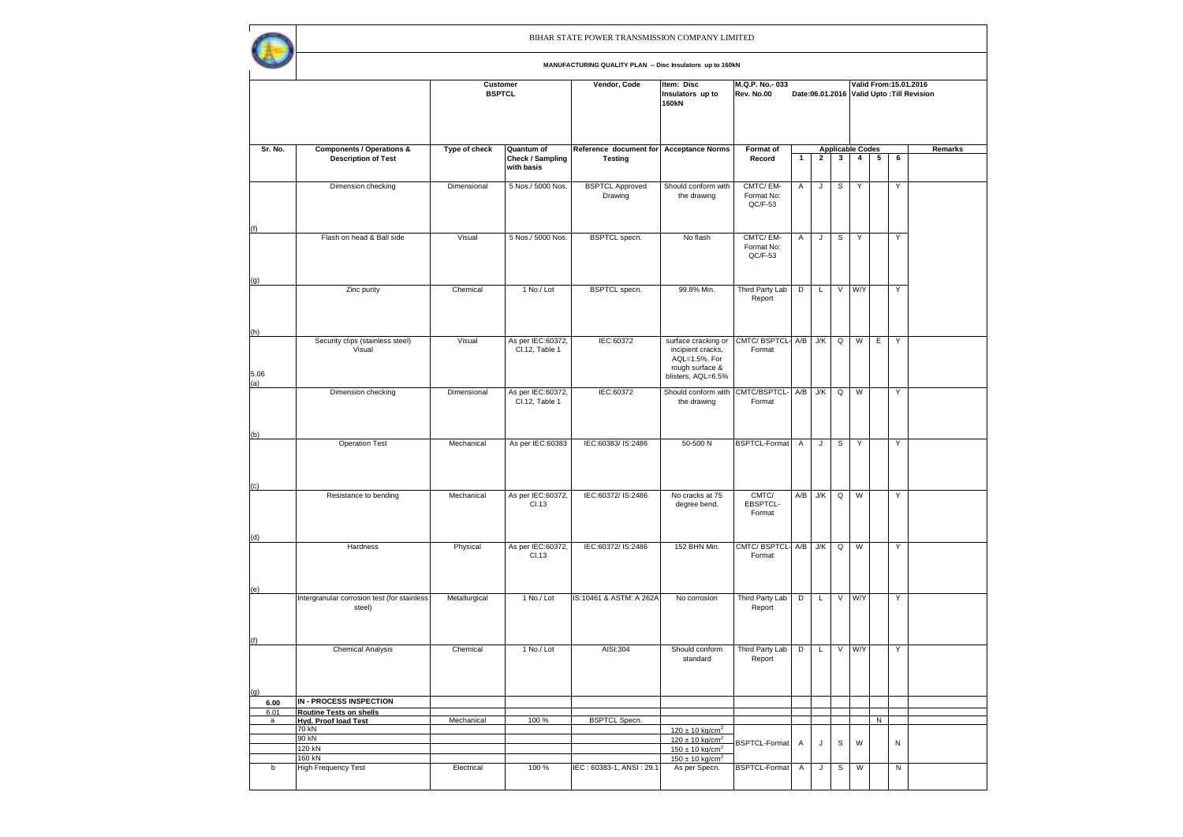BIHAR STATE POWER TRANSMISSION COMPANY LIMITED

**MANUFACTURING QUALITY PLAN -- Disc Insulators up to 160kN**

| | | Customer BSPTCL | | Vendor, Code | Item: Disc Insulators up to 160kN | M.Q.P. No.- 033 Rev. No.00 | Date:06.01.2016 | | | Valid From:15.01.2016 Valid Upto :Till Revision | | | |
|---|---|---|---|---|---|---|---|---|---|---|---|---|---|
| **Sr. No.** | **Components / Operations & Description of Test** | **Type of check** | **Quantum of Check / Sampling with basis** | **Reference document for Testing** | **Acceptance Norms** | **Format of Record** | **Applicable Codes** | | | | | | **Remarks** |
| | | | | | | | **1** | **2** | **3** | **4** | **5** | **6** | |
| (f) | Dimension checking | Dimensional | 5 Nos./ 5000 Nos. | BSPTCL Approved Drawing | Should conform with the drawing | CMTC/ EM- Format No: QC/F-53 | A | J | S | Y | | Y | |
| (g) | Flash on head & Ball side | Visual | 5 Nos./ 5000 Nos. | BSPTCL specn. | No flash | CMTC/ EM- Format No: QC/F-53 | A | J | S | Y | | Y | |
| (h) | Zinc purity | Chemical | 1 No./ Lot | BSPTCL specn. | 99.8% Min. | Third Party Lab Report | D | L | V | W/Y | | Y | |
| 5.06 (a) | Security clips (stainless steel) Visual | Visual | As per IEC:60372, Cl.12, Table 1 | IEC:60372 | surface cracking or incipient cracks, AQL=1.5%. For rough surface & blisters, AQL=6.5% | CMTC/ BSPTCL-Format | A/B | J/K | Q | W | E | Y | |
| (b) | Dimension checking | Dimensional | As per IEC:60372, Cl.12, Table 1 | IEC:60372 | Should conform with the drawing | CMTC/BSPTCL-Format | A/B | J/K | Q | W | | Y | |
| (c) | Operation Test | Mechanical | As per IEC:60383 | IEC:60383/ IS:2486 | 50-500 N | BSPTCL-Format | A | J | S | Y | | Y | |
| (d) | Resistance to bending | Mechanical | As per IEC:60372, Cl.13 | IEC:60372/ IS:2486 | No cracks at 75 degree bend. | CMTC/ EBSPTCL-Format | A/B | J/K | Q | W | | Y | |
| (e) | Hardness | Physical | As per IEC:60372, Cl.13 | IEC:60372/ IS:2486 | 152 BHN Min. | CMTC/ BSPTCL-Format | A/B | J/K | Q | W | | Y | |
| (f) | Intergranular corrosion test (for stainless steel) | Metallurgical | 1 No./ Lot | IS:10461 & ASTM: A 262A | No corrosion | Third Party Lab Report | D | L | V | W/Y | | Y | |
| (g) | Chemical Analysis | Chemical | 1 No./ Lot | AISI:304 | Should conform standard | Third Party Lab Report | D | L | V | W/Y | | Y | |
| **6.00** | **IN - PROCESS INSPECTION** | | | | | | | | | | | | |
| 6.01 | **Routine Tests on shells** | | | | | | | | | | | | |
| a | **Hyd. Proof load Test** | Mechanical | 100 % | BSPTCL Specn. | | | | | | | N | | |
| | 70 kN | | | | $120 \pm 10$ kg/cm$^2$ | BSPTCL-Format | A | J | S | W | | N | |
| | 90 kN | | | | $120 \pm 10$ kg/cm$^2$ | | | | | | | | |
| | 120 kN | | | | $150 \pm 10$ kg/cm$^2$ | | | | | | | | |
| | 160 kN | | | | $150 \pm 10$ kg/cm$^2$ | | | | | | | | |
| b | High Frequency Test | Electrical | 100 % | IEC : 60383-1, ANSI : 29.1 | As per Specn. | BSPTCL-Format | A | J | S | W | | N | |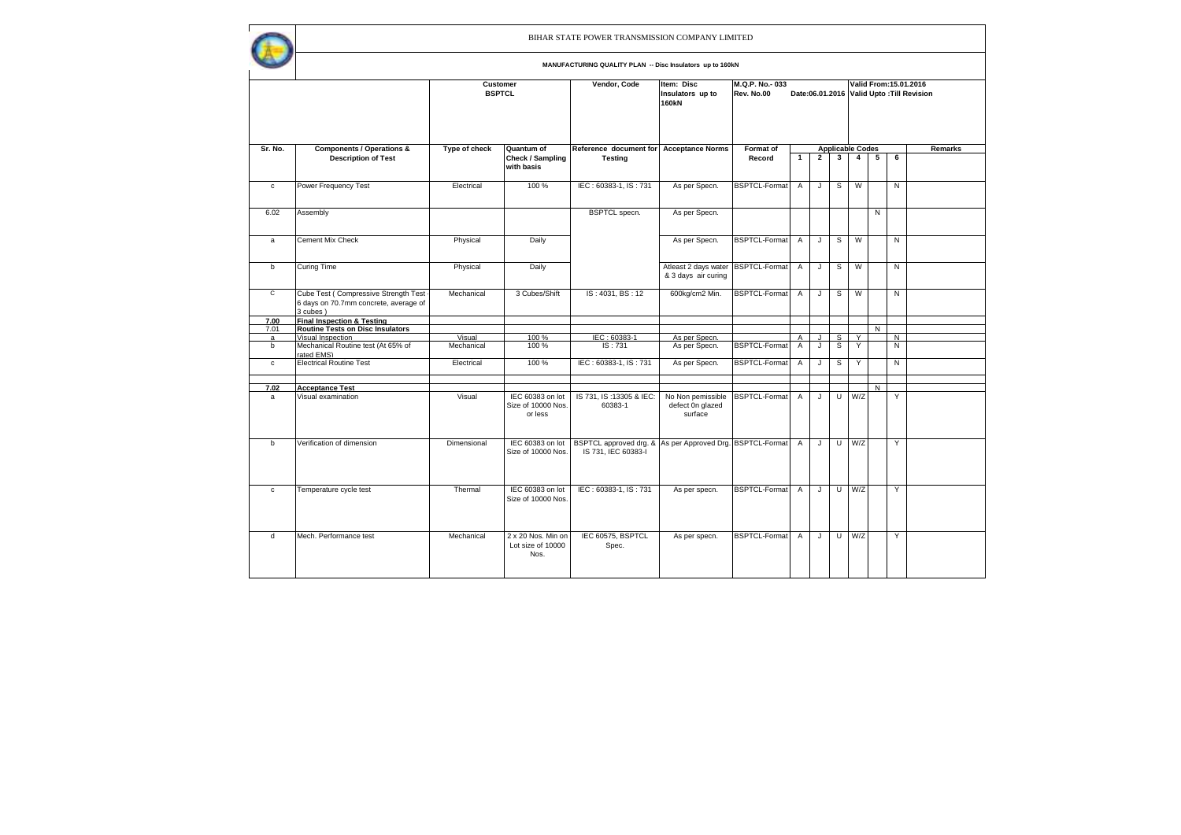BIHAR STATE POWER TRANSMISSION COMPANY LIMITED

**MANUFACTURING QUALITY PLAN -- Disc Insulators up to 160kN**

| | | Customer BSPTCL | | Vendor, Code | Item: Disc Insulators up to 160kN | M.Q.P. No.- 033 Rev. No.00 | Date:06.01.2016 | | | | Valid From:15.01.2016 Valid Upto :Till Revision | | |
|---|---|---|---|---|---|---|---|---|---|---|---|---|---|
| **Sr. No.** | **Components / Operations & Description of Test** | **Type of check** | **Quantum of Check / Sampling with basis** | **Reference document for Testing** | **Acceptance Norms** | **Format of Record** | **Applicable Codes** | | | | | | **Remarks** |
| | | | | | | | **1** | **2** | **3** | **4** | **5** | **6** | |
| c | Power Frequency Test | Electrical | 100 % | IEC : 60383-1, IS : 731 | As per Specn. | BSPTCL-Format | A | J | S | W | | N | |
| 6.02 | Assembly | | | BSPTCL specn. | As per Specn. | | | | | | N | | |
| a | Cement Mix Check | Physical | Daily | | As per Specn. | BSPTCL-Format | A | J | S | W | | N | |
| b | Curing Time | Physical | Daily | | Atleast 2 days water & 3 days air curing | BSPTCL-Format | A | J | S | W | | N | |
| C | Cube Test ( Compressive Strength Test - 6 days on 70.7mm concrete, average of 3 cubes ) | Mechanical | 3 Cubes/Shift | IS : 4031, BS : 12 | 600kg/cm2 Min. | BSPTCL-Format | A | J | S | W | | N | |
| **7.00** | **Final Inspection & Testing** | | | | | | | | | | | | |
| 7.01 | **Routine Tests on Disc Insulators** | | | | | | | | | | N | | |
| a | Visual Inspection | Visual | 100 % | IEC : 60383-1 | As per Specn. | | A | J | S | Y | | N | |
| b | Mechanical Routine test (At 65% of rated EMS) | Mechanical | 100 % | IS : 731 | As per Specn. | BSPTCL-Format | A | J | S | Y | | N | |
| c | Electrical Routine Test | Electrical | 100 % | IEC : 60383-1, IS : 731 | As per Specn. | BSPTCL-Format | A | J | S | Y | | N | |
| | | | | | | | | | | | | | |
| **7.02** | **Acceptance Test** | | | | | | | | | | N | | |
| a | Visual examination | Visual | IEC 60383 on lot Size of 10000 Nos. or less | IS 731, IS :13305 & IEC: 60383-1 | No Non pemissible defect 0n glazed surface | BSPTCL-Format | A | J | U | W/Z | | Y | |
| b | Verification of dimension | Dimensional | IEC 60383 on lot Size of 10000 Nos. | BSPTCL approved drg. & IS 731, IEC 60383-I | As per Approved Drg. | BSPTCL-Format | A | J | U | W/Z | | Y | |
| c | Temperature cycle test | Thermal | IEC 60383 on lot Size of 10000 Nos. | IEC : 60383-1, IS : 731 | As per specn. | BSPTCL-Format | A | J | U | W/Z | | Y | |
| d | Mech. Performance test | Mechanical | 2 x 20 Nos. Min on Lot size of 10000 Nos. | IEC 60575, BSPTCL Spec. | As per specn. | BSPTCL-Format | A | J | U | W/Z | | Y | |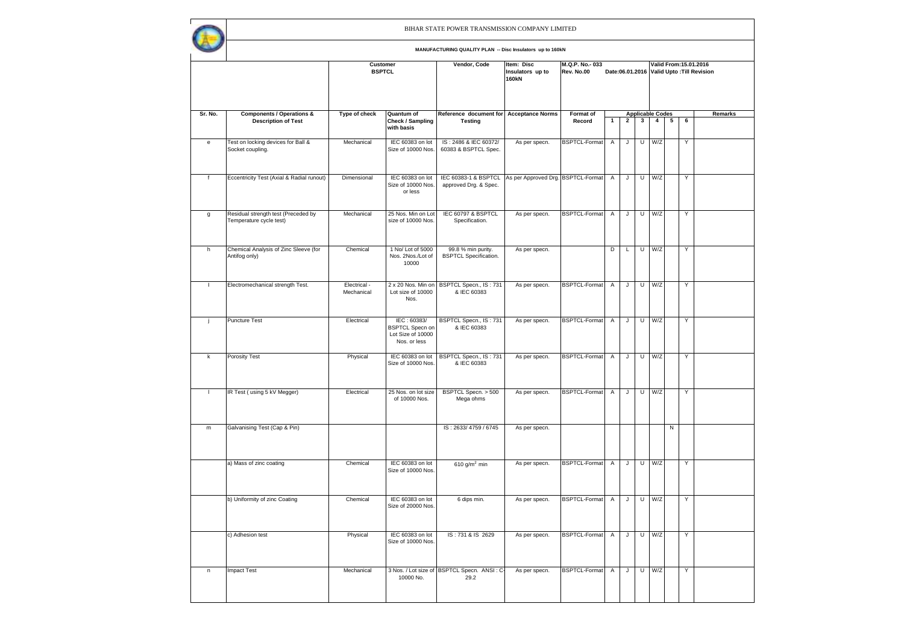BIHAR STATE POWER TRANSMISSION COMPANY LIMITED

**MANUFACTURING QUALITY PLAN -- Disc Insulators up to 160kN**

| | | Customer BSPTCL | | Vendor, Code | Item: Disc Insulators up to 160kN | M.Q.P. No.- 033 Rev. No.00 | Date:06.01.2016 | | | Valid From:15.01.2016 Valid Upto :Till Revision | | | |
|---|---|---|---|---|---|---|---|---|---|---|---|---|---|
| **Sr. No.** | **Components / Operations & Description of Test** | **Type of check** | **Quantum of Check / Sampling with basis** | **Reference document for Testing** | **Acceptance Norms** | **Format of Record** | **Applicable Codes** | | | | | | **Remarks** |
| | | | | | | | **1** | **2** | **3** | **4** | **5** | **6** | |
| e | Test on locking devices for Ball & Socket coupling. | Mechanical | IEC 60383 on lot Size of 10000 Nos. | IS : 2486 & IEC 60372/ 60383 & BSPTCL Spec. | As per specn. | BSPTCL-Format | A | J | U | W/Z | | Y | |
| f | Eccentricity Test (Axial & Radial runout) | Dimensional | IEC 60383 on lot Size of 10000 Nos. or less | IEC 60383-1 & BSPTCL approved Drg. & Spec. | As per Approved Drg. | BSPTCL-Format | A | J | U | W/Z | | Y | |
| g | Residual strength test (Preceded by Temperature cycle test) | Mechanical | 25 Nos. Min on Lot size of 10000 Nos. | IEC 60797 & BSPTCL Specification. | As per specn. | BSPTCL-Format | A | J | U | W/Z | | Y | |
| h | Chemical Analysis of Zinc Sleeve (for Antifog only) | Chemical | 1 No/ Lot of 5000 Nos. 2Nos./Lot of 10000 | 99.8 % min purity. BSPTCL Specification. | As per specn. | | D | L | U | W/Z | | Y | |
| I | Electromechanical strength Test. | Electrical - Mechanical | 2 x 20 Nos. Min on Lot size of 10000 Nos. | BSPTCL Specn., IS : 731 & IEC 60383 | As per specn. | BSPTCL-Format | A | J | U | W/Z | | Y | |
| j | Puncture Test | Electrical | IEC : 60383/ BSPTCL Specn on Lot Size of 10000 Nos. or less | BSPTCL Specn., IS : 731 & IEC 60383 | As per specn. | BSPTCL-Format | A | J | U | W/Z | | Y | |
| k | Porosity Test | Physical | IEC 60383 on lot Size of 10000 Nos. | BSPTCL Specn., IS : 731 & IEC 60383 | As per specn. | BSPTCL-Format | A | J | U | W/Z | | Y | |
| l | IR Test ( using 5 kV Megger) | Electrical | 25 Nos. on lot size of 10000 Nos. | BSPTCL Specn. > 500 Mega ohms | As per specn. | BSPTCL-Format | A | J | U | W/Z | | Y | |
| m | Galvanising Test (Cap & Pin) | | | IS : 2633/ 4759 / 6745 | As per specn. | | | | | | N | | |
| | a) Mass of zinc coating | Chemical | IEC 60383 on lot Size of 10000 Nos. | 610 g/m$^2$ min | As per specn. | BSPTCL-Format | A | J | U | W/Z | | Y | |
| | b) Uniformity of zinc Coating | Chemical | IEC 60383 on lot Size of 20000 Nos. | 6 dips min. | As per specn. | BSPTCL-Format | A | J | U | W/Z | | Y | |
| | c) Adhesion test | Physical | IEC 60383 on lot Size of 10000 Nos. | IS : 731 & IS 2629 | As per specn. | BSPTCL-Format | A | J | U | W/Z | | Y | |
| n | Impact Test | Mechanical | 3 Nos. / Lot size of 10000 No. | BSPTCL Specn. ANSI : C-29.2 | As per specn. | BSPTCL-Format | A | J | U | W/Z | | Y | |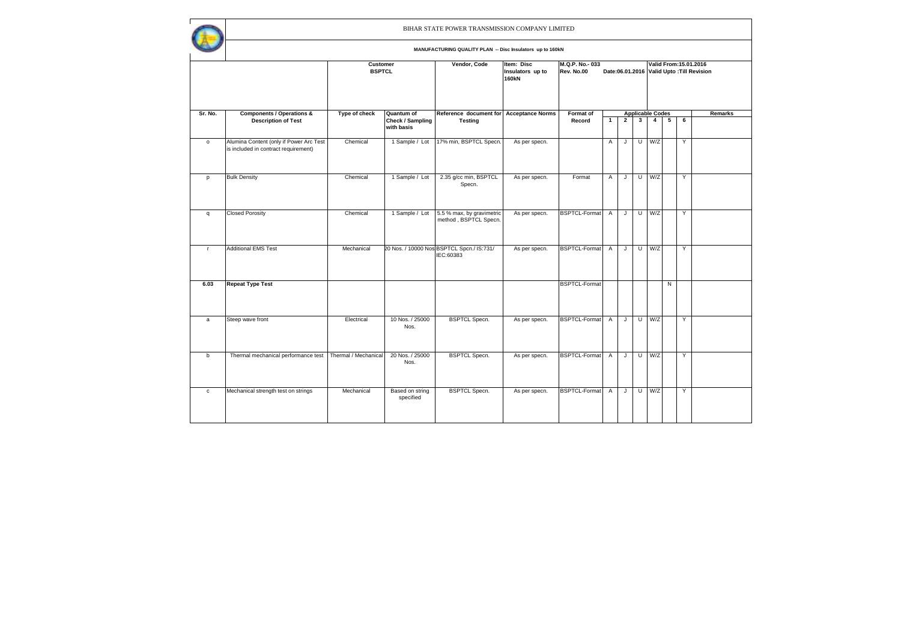BIHAR STATE POWER TRANSMISSION COMPANY LIMITED

MANUFACTURING QUALITY PLAN -- Disc Insulators up to 160kN

| | | Customer BSPTCL | | Vendor, Code | Item: Disc Insulators up to 160kN | M.Q.P. No.- 033 Rev. No.00 | Date:06.01.2016 | | | Valid From:15.01.2016 Valid Upto :Till Revision | | | |
|---|---|---|---|---|---|---|---|---|---|---|---|---|---|
| **Sr. No.** | **Components / Operations & Description of Test** | **Type of check** | **Quantum of Check / Sampling with basis** | **Reference document for Testing** | **Acceptance Norms** | **Format of Record** | **Applicable Codes** | | | | | | **Remarks** |
| | | | | | | | **1** | **2** | **3** | **4** | **5** | **6** | |
| o | Alumina Content (only if Power Arc Test is included in contract requirement) | Chemical | 1 Sample / Lot | 17% min, BSPTCL Specn. | As per specn. | | A | J | U | W/Z | | Y | |
| p | Bulk Density | Chemical | 1 Sample / Lot | 2.35 g/cc min, BSPTCL Specn. | As per specn. | Format | A | J | U | W/Z | | Y | |
| q | Closed Porosity | Chemical | 1 Sample / Lot | 5.5 % max, by gravimetric method , BSPTCL Specn. | As per specn. | BSPTCL-Format | A | J | U | W/Z | | Y | |
| r | Additional EMS Test | Mechanical | 20 Nos. / 10000 Nos | BSPTCL Spcn./ IS:731/ IEC:60383 | As per specn. | BSPTCL-Format | A | J | U | W/Z | | Y | |
| **6.03** | **Repeat Type Test** | | | | | BSPTCL-Format | | | | | N | | |
| a | Steep wave front | Electrical | 10 Nos. / 25000 Nos. | BSPTCL Specn. | As per specn. | BSPTCL-Format | A | J | U | W/Z | | Y | |
| b | Thermal mechanical performance test | Thermal / Mechanical | 20 Nos. / 25000 Nos. | BSPTCL Specn. | As per specn. | BSPTCL-Format | A | J | U | W/Z | | Y | |
| c | Mechanical strength test on strings | Mechanical | Based on string specified | BSPTCL Specn. | As per specn. | BSPTCL-Format | A | J | U | W/Z | | Y | |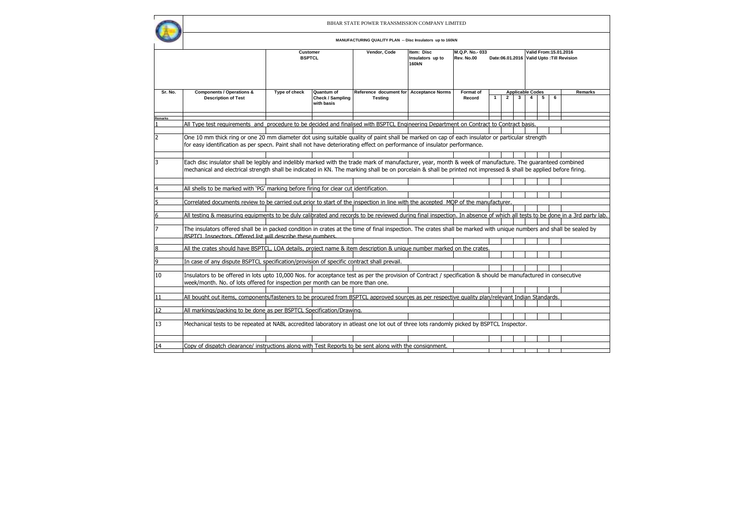BIHAR STATE POWER TRANSMISSION COMPANY LIMITED

MANUFACTURING QUALITY PLAN -- Disc Insulators up to 160kN

| | | Customer BSPTCL | | Vendor, Code | Item: Disc Insulators up to 160kN | M.Q.P. No.- 033 Rev. No.00 | Date:06.01.2016 | | | Valid From:15.01.2016 Valid Upto :Till Revision | | | |
|---|---|---|---|---|---|---|---|---|---|---|---|---|---|
| Sr. No. | Components / Operations & Description of Test | Type of check | Quantum of Check / Sampling with basis | Reference document for Testing | Acceptance Norms | Format of Record | Applicable Codes | | | | | | Remarks |
| | | | | | | | 1 | 2 | 3 | 4 | 5 | 6 | |

**Remarks**

1. All Type test requirements and procedure to be decided and finalised with BSPTCL Engineering Department on Contract to Contract basis.
2. One 10 mm thick ring or one 20 mm diameter dot using suitable quality of paint shall be marked on cap of each insulator or particular strength for easy identification as per specn. Paint shall not have deteriorating effect on performance of insulator performance.
3. Each disc insulator shall be legibly and indelibly marked with the trade mark of manufacturer, year, month & week of manufacture. The guaranteed combined mechanical and electrical strength shall be indicated in KN. The marking shall be on porcelain & shall be printed not impressed & shall be applied before firing.
4. All shells to be marked with 'PG' marking before firing for clear cut identification.
5. Correlated documents review to be carried out prior to start of the inspection in line with the accepted MQP of the manufacturer.
6. All testing & measuring equipments to be duly calibrated and records to be reviewed during final inspection. In absence of which all tests to be done in a 3rd party lab.
7. The insulators offered shall be in packed condition in crates at the time of final inspection. The crates shall be marked with unique numbers and shall be sealed by BSPTCL Inspectors. Offered list will describe these numbers.
8. All the crates should have BSPTCL, LOA details, project name & item description & unique number marked on the crates.
9. In case of any dispute BSPTCL specification/provision of specific contract shall prevail.
10. Insulators to be offered in lots upto 10,000 Nos. for acceptance test as per the provision of Contract / specification & should be manufactured in consecutive week/month. No. of lots offered for inspection per month can be more than one.
11. All bought out items, components/fasteners to be procured from BSPTCL approved sources as per respective quality plan/relevant Indian Standards.
12. All markings/packing to be done as per BSPTCL Specification/Drawing.
13. Mechanical tests to be repeated at NABL accredited laboratory in atleast one lot out of three lots randomly picked by BSPTCL Inspector.
14. Copy of dispatch clearance/ instructions along with Test Reports to be sent along with the consignment.